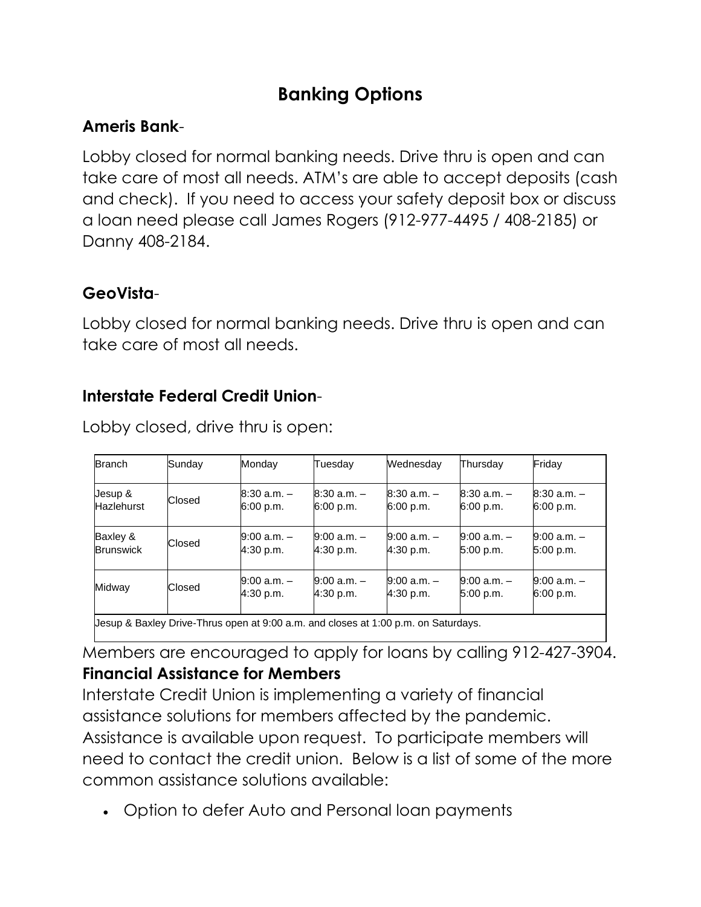# Banking Options

## Ameris Bank-

Lobby closed for normal banking needs. Drive thru is open and can take care of most all needs. ATM's are able to accept deposits (cash and check). If you need to access your safety deposit box or discuss a loan need please call James Rogers (912-977-4495 / 408-2185) or Danny 408-2184.

## GeoVista-

Lobby closed for normal banking needs. Drive thru is open and can take care of most all needs.

## Interstate Federal Credit Union-

Lobby closed, drive thru is open:

| Branch | Sunday | Monday | Tuesday | Wednesday | Thursday | Friday |
|---|---|---|---|---|---|---|
| Jesup & Hazlehurst | Closed | 8:30 a.m. – 6:00 p.m. | 8:30 a.m. – 6:00 p.m. | 8:30 a.m. – 6:00 p.m. | 8:30 a.m. – 6:00 p.m. | 8:30 a.m. – 6:00 p.m. |
| Baxley & Brunswick | Closed | 9:00 a.m. – 4:30 p.m. | 9:00 a.m. – 4:30 p.m. | 9:00 a.m. – 4:30 p.m. | 9:00 a.m. – 5:00 p.m. | 9:00 a.m. – 5:00 p.m. |
| Midway | Closed | 9:00 a.m. – 4:30 p.m. | 9:00 a.m. – 4:30 p.m. | 9:00 a.m. – 4:30 p.m. | 9:00 a.m. – 5:00 p.m. | 9:00 a.m. – 6:00 p.m. |
| Jesup & Baxley Drive-Thrus open at 9:00 a.m. and closes at 1:00 p.m. on Saturdays. | | | | | | |

Members are encouraged to apply for loans by calling 912-427-3904.

**Financial Assistance for Members**

Interstate Credit Union is implementing a variety of financial assistance solutions for members affected by the pandemic. Assistance is available upon request. To participate members will need to contact the credit union. Below is a list of some of the more common assistance solutions available:

- Option to defer Auto and Personal loan payments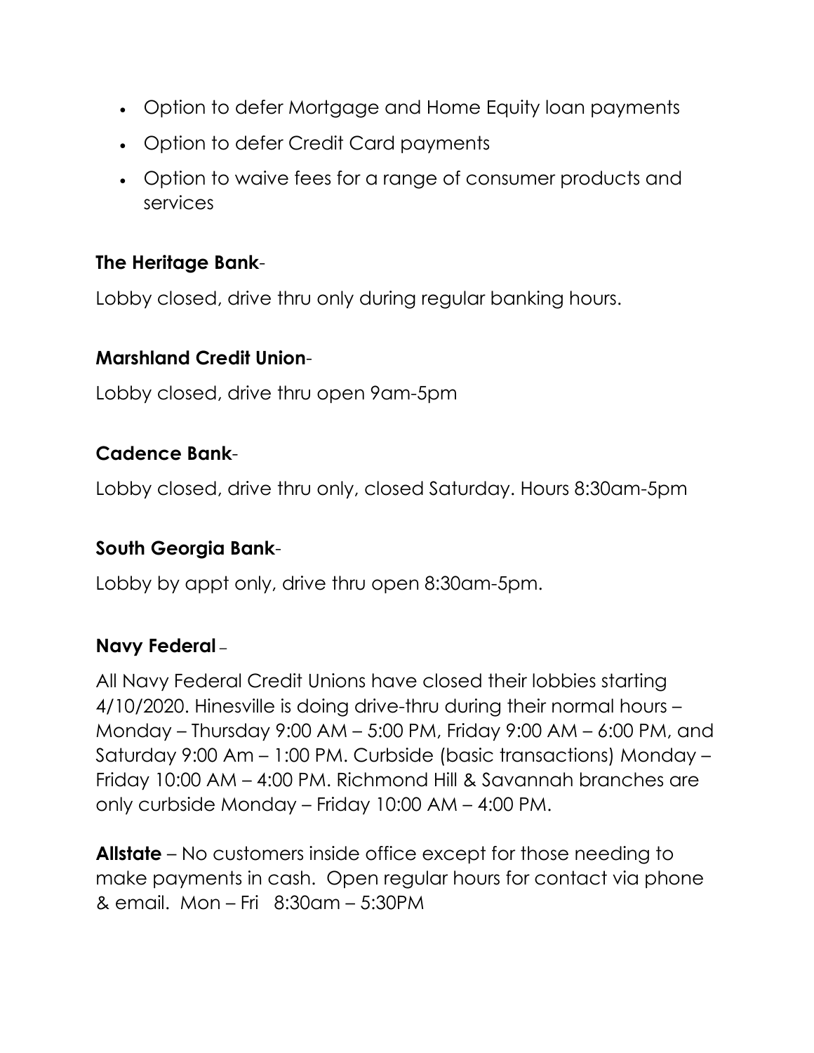- Option to defer Mortgage and Home Equity loan payments
- Option to defer Credit Card payments
- Option to waive fees for a range of consumer products and services

**The Heritage Bank**-

Lobby closed, drive thru only during regular banking hours.

**Marshland Credit Union**-

Lobby closed, drive thru open 9am-5pm

**Cadence Bank**-

Lobby closed, drive thru only, closed Saturday. Hours 8:30am-5pm

**South Georgia Bank**-

Lobby by appt only, drive thru open 8:30am-5pm.

**Navy Federal** –

All Navy Federal Credit Unions have closed their lobbies starting 4/10/2020. Hinesville is doing drive-thru during their normal hours – Monday – Thursday 9:00 AM – 5:00 PM, Friday 9:00 AM – 6:00 PM, and Saturday 9:00 Am – 1:00 PM. Curbside (basic transactions) Monday – Friday 10:00 AM – 4:00 PM. Richmond Hill & Savannah branches are only curbside Monday – Friday 10:00 AM – 4:00 PM.

**Allstate** – No customers inside office except for those needing to make payments in cash. Open regular hours for contact via phone & email. Mon – Fri 8:30am – 5:30PM